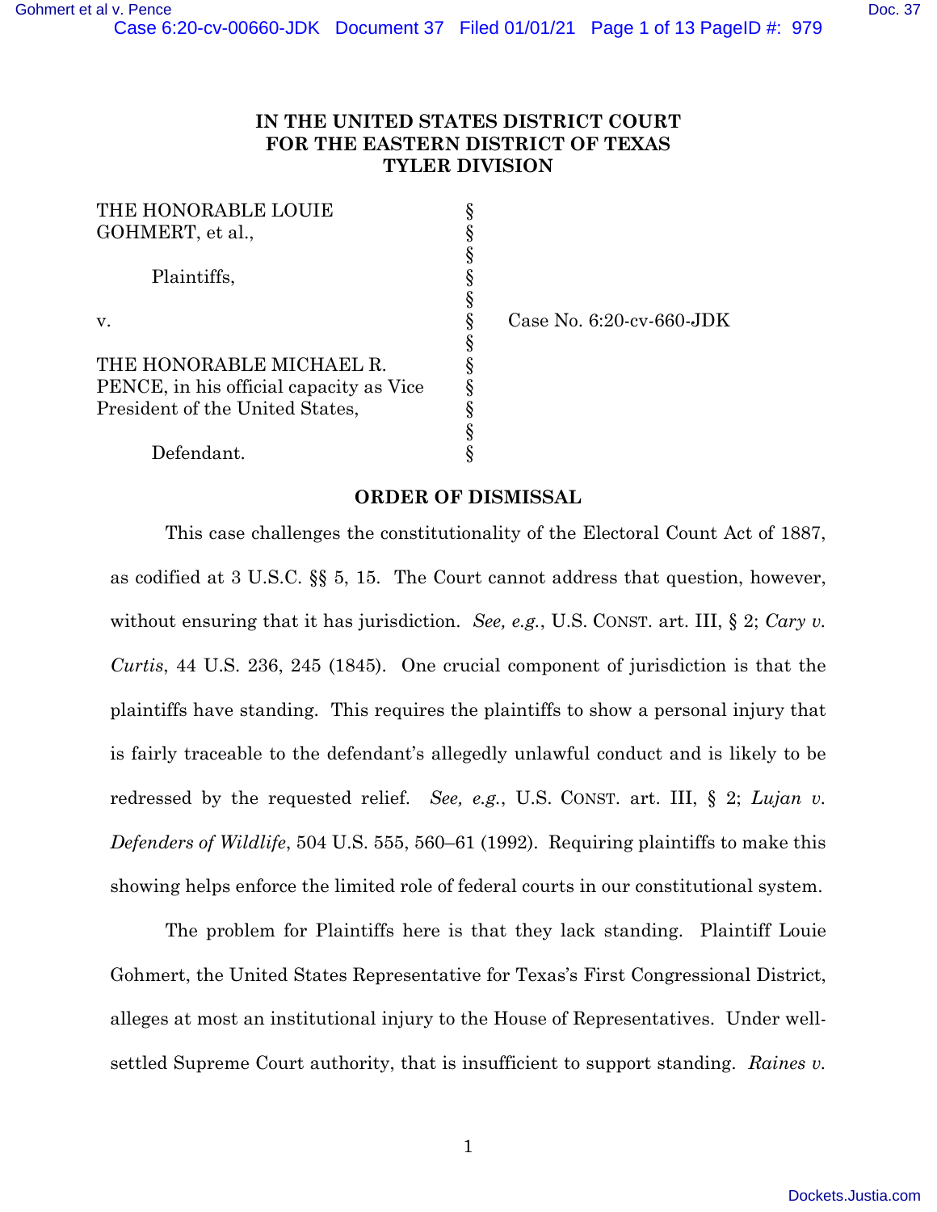**IN THE UNITED STATES DISTRICT COURT**
**FOR THE EASTERN DISTRICT OF TEXAS**
**TYLER DIVISION**

| | | |
|---|---|---|
| THE HONORABLE LOUIE GOHMERT, et al., | § | |
| Plaintiffs, | § | |
| v. | § | Case No. 6:20-cv-660-JDK |
| THE HONORABLE MICHAEL R. PENCE, in his official capacity as Vice President of the United States, | § | |
| Defendant. | § | |

**ORDER OF DISMISSAL**

This case challenges the constitutionality of the Electoral Count Act of 1887, as codified at 3 U.S.C. §§ 5, 15. The Court cannot address that question, however, without ensuring that it has jurisdiction. *See, e.g.*, U.S. CONST. art. III, § 2; *Cary v. Curtis*, 44 U.S. 236, 245 (1845). One crucial component of jurisdiction is that the plaintiffs have standing. This requires the plaintiffs to show a personal injury that is fairly traceable to the defendant's allegedly unlawful conduct and is likely to be redressed by the requested relief. *See, e.g.*, U.S. CONST. art. III, § 2; *Lujan v. Defenders of Wildlife*, 504 U.S. 555, 560–61 (1992). Requiring plaintiffs to make this showing helps enforce the limited role of federal courts in our constitutional system.

The problem for Plaintiffs here is that they lack standing. Plaintiff Louie Gohmert, the United States Representative for Texas's First Congressional District, alleges at most an institutional injury to the House of Representatives. Under well-settled Supreme Court authority, that is insufficient to support standing. *Raines v.*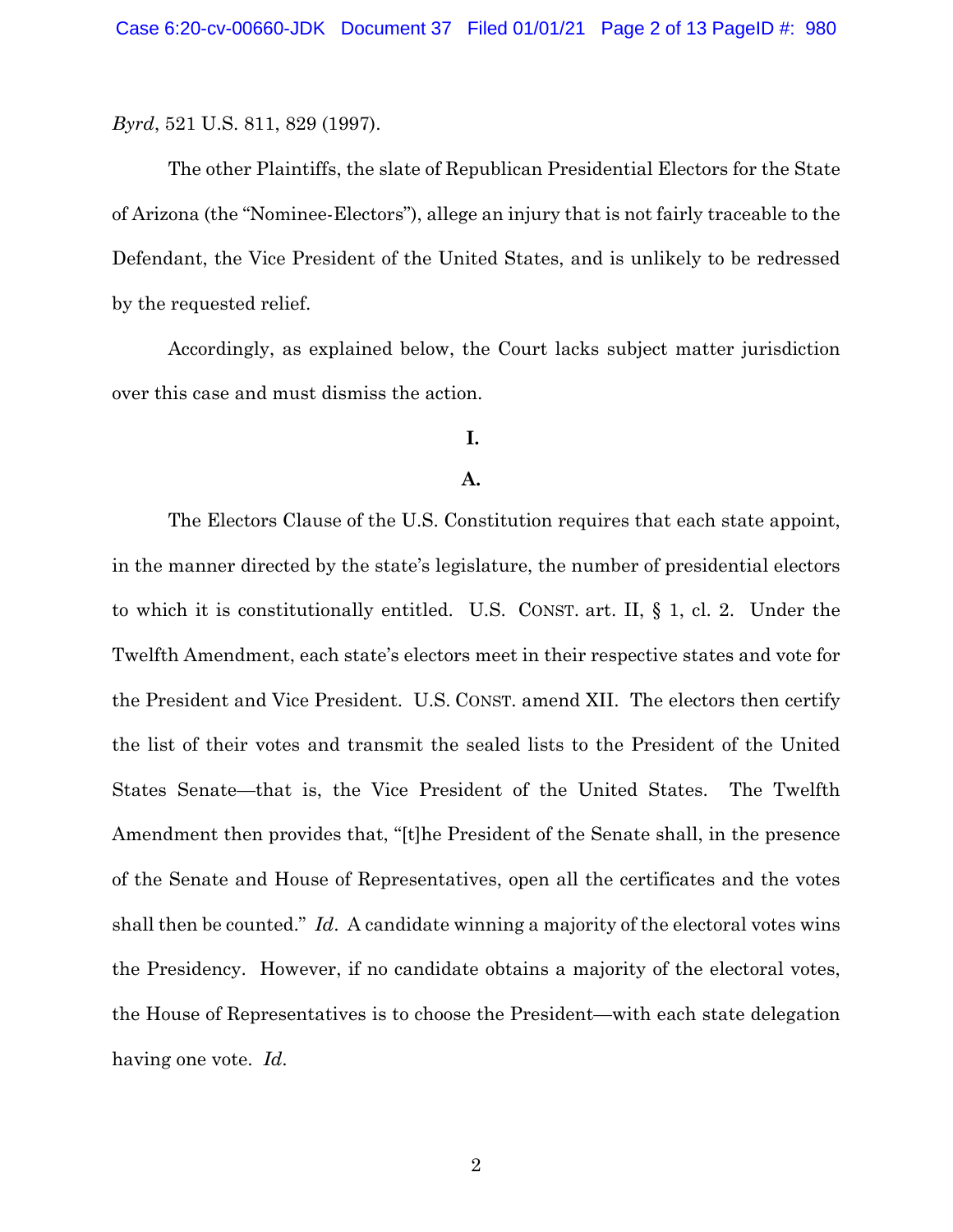*Byrd*, 521 U.S. 811, 829 (1997).

The other Plaintiffs, the slate of Republican Presidential Electors for the State of Arizona (the "Nominee-Electors"), allege an injury that is not fairly traceable to the Defendant, the Vice President of the United States, and is unlikely to be redressed by the requested relief.

Accordingly, as explained below, the Court lacks subject matter jurisdiction over this case and must dismiss the action.

**I.**

**A.**

The Electors Clause of the U.S. Constitution requires that each state appoint, in the manner directed by the state's legislature, the number of presidential electors to which it is constitutionally entitled. U.S. CONST. art. II, § 1, cl. 2. Under the Twelfth Amendment, each state's electors meet in their respective states and vote for the President and Vice President. U.S. CONST. amend XII. The electors then certify the list of their votes and transmit the sealed lists to the President of the United States Senate—that is, the Vice President of the United States. The Twelfth Amendment then provides that, "[t]he President of the Senate shall, in the presence of the Senate and House of Representatives, open all the certificates and the votes shall then be counted." *Id*. A candidate winning a majority of the electoral votes wins the Presidency. However, if no candidate obtains a majority of the electoral votes, the House of Representatives is to choose the President—with each state delegation having one vote. *Id*.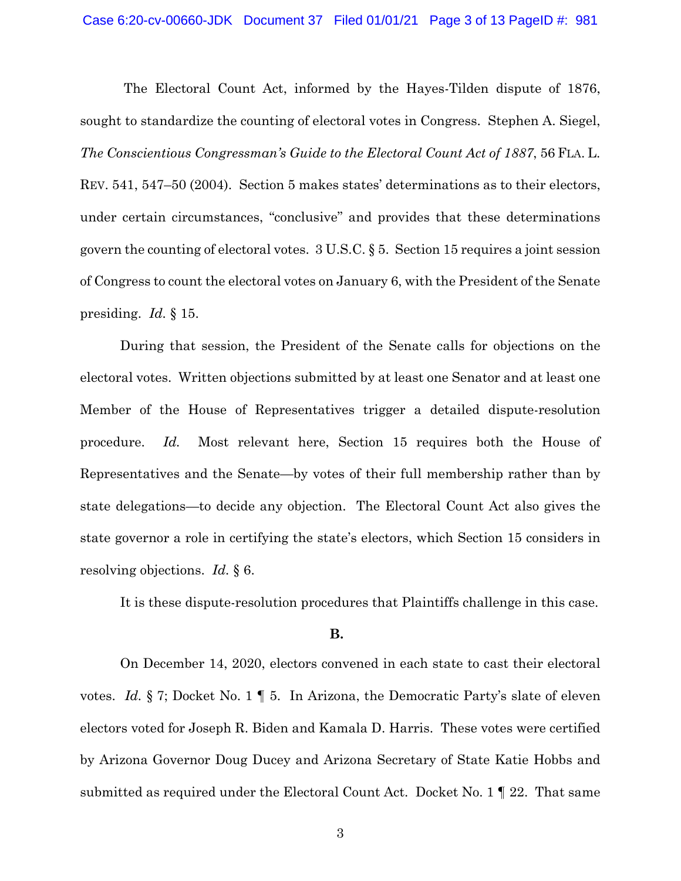The Electoral Count Act, informed by the Hayes-Tilden dispute of 1876, sought to standardize the counting of electoral votes in Congress. Stephen A. Siegel, *The Conscientious Congressman's Guide to the Electoral Count Act of 1887*, 56 FLA. L. REV. 541, 547–50 (2004). Section 5 makes states' determinations as to their electors, under certain circumstances, "conclusive" and provides that these determinations govern the counting of electoral votes. 3 U.S.C. § 5. Section 15 requires a joint session of Congress to count the electoral votes on January 6, with the President of the Senate presiding. *Id.* § 15.

During that session, the President of the Senate calls for objections on the electoral votes. Written objections submitted by at least one Senator and at least one Member of the House of Representatives trigger a detailed dispute-resolution procedure. *Id.* Most relevant here, Section 15 requires both the House of Representatives and the Senate—by votes of their full membership rather than by state delegations—to decide any objection. The Electoral Count Act also gives the state governor a role in certifying the state's electors, which Section 15 considers in resolving objections. *Id.* § 6.

It is these dispute-resolution procedures that Plaintiffs challenge in this case.

**B.**

On December 14, 2020, electors convened in each state to cast their electoral votes. *Id.* § 7; Docket No. 1 ¶ 5. In Arizona, the Democratic Party's slate of eleven electors voted for Joseph R. Biden and Kamala D. Harris. These votes were certified by Arizona Governor Doug Ducey and Arizona Secretary of State Katie Hobbs and submitted as required under the Electoral Count Act. Docket No. 1 ¶ 22. That same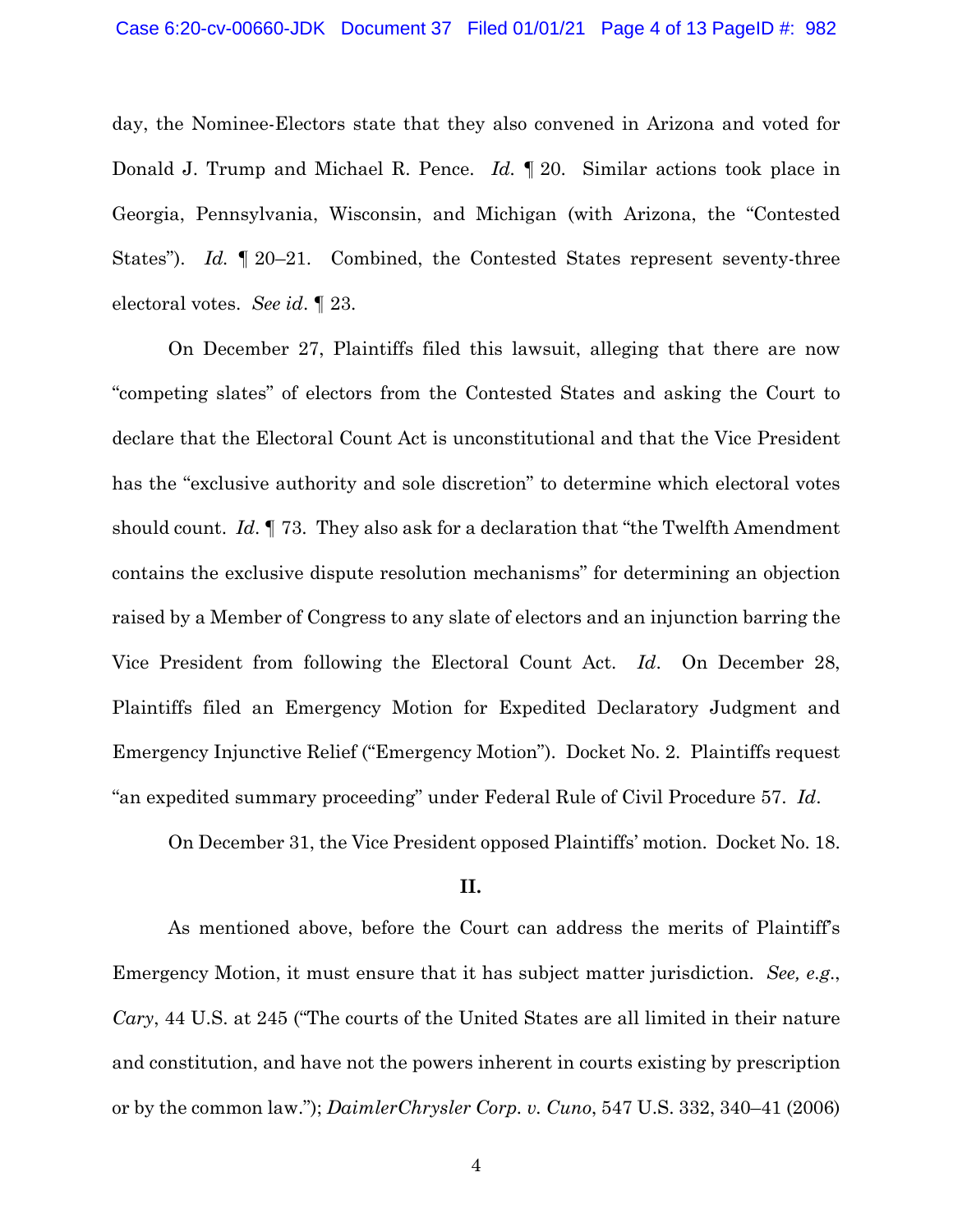day, the Nominee-Electors state that they also convened in Arizona and voted for Donald J. Trump and Michael R. Pence. *Id.* ¶ 20. Similar actions took place in Georgia, Pennsylvania, Wisconsin, and Michigan (with Arizona, the "Contested States"). *Id.* ¶ 20–21. Combined, the Contested States represent seventy-three electoral votes. *See id*. ¶ 23.

On December 27, Plaintiffs filed this lawsuit, alleging that there are now "competing slates" of electors from the Contested States and asking the Court to declare that the Electoral Count Act is unconstitutional and that the Vice President has the "exclusive authority and sole discretion" to determine which electoral votes should count. *Id.* ¶ 73. They also ask for a declaration that "the Twelfth Amendment contains the exclusive dispute resolution mechanisms" for determining an objection raised by a Member of Congress to any slate of electors and an injunction barring the Vice President from following the Electoral Count Act. *Id*. On December 28, Plaintiffs filed an Emergency Motion for Expedited Declaratory Judgment and Emergency Injunctive Relief ("Emergency Motion"). Docket No. 2. Plaintiffs request "an expedited summary proceeding" under Federal Rule of Civil Procedure 57. *Id*.

On December 31, the Vice President opposed Plaintiffs' motion. Docket No. 18.

**II.**

As mentioned above, before the Court can address the merits of Plaintiff's Emergency Motion, it must ensure that it has subject matter jurisdiction. *See, e.g.*, *Cary*, 44 U.S. at 245 ("The courts of the United States are all limited in their nature and constitution, and have not the powers inherent in courts existing by prescription or by the common law."); *DaimlerChrysler Corp. v. Cuno*, 547 U.S. 332, 340–41 (2006)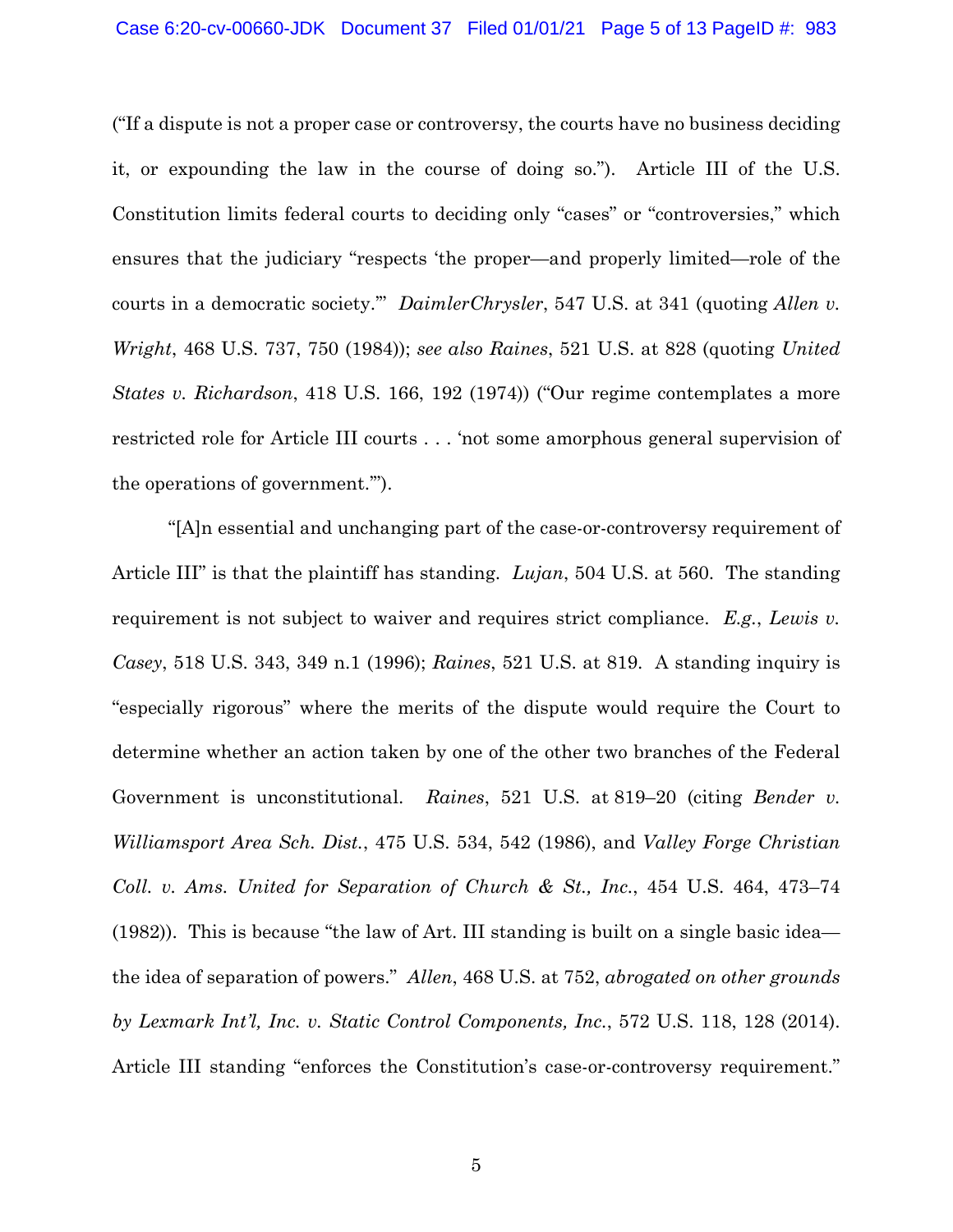("If a dispute is not a proper case or controversy, the courts have no business deciding it, or expounding the law in the course of doing so."). Article III of the U.S. Constitution limits federal courts to deciding only "cases" or "controversies," which ensures that the judiciary "respects 'the proper—and properly limited—role of the courts in a democratic society.'" *DaimlerChrysler*, 547 U.S. at 341 (quoting *Allen v. Wright*, 468 U.S. 737, 750 (1984)); *see also Raines*, 521 U.S. at 828 (quoting *United States v. Richardson*, 418 U.S. 166, 192 (1974)) ("Our regime contemplates a more restricted role for Article III courts . . . 'not some amorphous general supervision of the operations of government.'").

"[A]n essential and unchanging part of the case-or-controversy requirement of Article III" is that the plaintiff has standing. *Lujan*, 504 U.S. at 560. The standing requirement is not subject to waiver and requires strict compliance. *E.g.*, *Lewis v. Casey*, 518 U.S. 343, 349 n.1 (1996); *Raines*, 521 U.S. at 819. A standing inquiry is "especially rigorous" where the merits of the dispute would require the Court to determine whether an action taken by one of the other two branches of the Federal Government is unconstitutional. *Raines*, 521 U.S. at 819–20 (citing *Bender v. Williamsport Area Sch. Dist.*, 475 U.S. 534, 542 (1986), and *Valley Forge Christian Coll. v. Ams. United for Separation of Church & St., Inc.*, 454 U.S. 464, 473–74 (1982)). This is because "the law of Art. III standing is built on a single basic idea—the idea of separation of powers." *Allen*, 468 U.S. at 752, *abrogated on other grounds by Lexmark Int'l, Inc. v. Static Control Components, Inc.*, 572 U.S. 118, 128 (2014). Article III standing "enforces the Constitution's case-or-controversy requirement."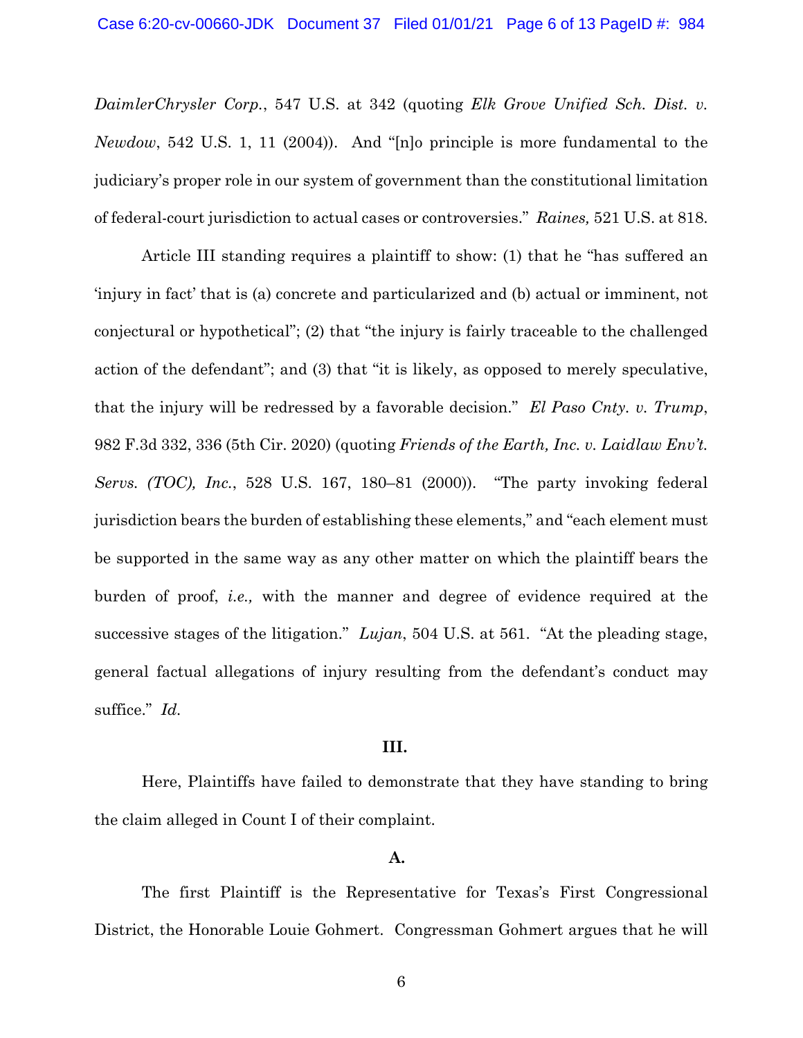*DaimlerChrysler Corp.*, 547 U.S. at 342 (quoting *Elk Grove Unified Sch. Dist. v. Newdow*, 542 U.S. 1, 11 (2004)). And "[n]o principle is more fundamental to the judiciary's proper role in our system of government than the constitutional limitation of federal-court jurisdiction to actual cases or controversies." *Raines,* 521 U.S. at 818.

Article III standing requires a plaintiff to show: (1) that he "has suffered an 'injury in fact' that is (a) concrete and particularized and (b) actual or imminent, not conjectural or hypothetical"; (2) that "the injury is fairly traceable to the challenged action of the defendant"; and (3) that "it is likely, as opposed to merely speculative, that the injury will be redressed by a favorable decision." *El Paso Cnty. v. Trump*, 982 F.3d 332, 336 (5th Cir. 2020) (quoting *Friends of the Earth, Inc. v. Laidlaw Env't. Servs. (TOC), Inc.*, 528 U.S. 167, 180–81 (2000)). "The party invoking federal jurisdiction bears the burden of establishing these elements," and "each element must be supported in the same way as any other matter on which the plaintiff bears the burden of proof, *i.e.,* with the manner and degree of evidence required at the successive stages of the litigation." *Lujan*, 504 U.S. at 561. "At the pleading stage, general factual allegations of injury resulting from the defendant's conduct may suffice." *Id.*

## III.

Here, Plaintiffs have failed to demonstrate that they have standing to bring the claim alleged in Count I of their complaint.

### A.

The first Plaintiff is the Representative for Texas's First Congressional District, the Honorable Louie Gohmert. Congressman Gohmert argues that he will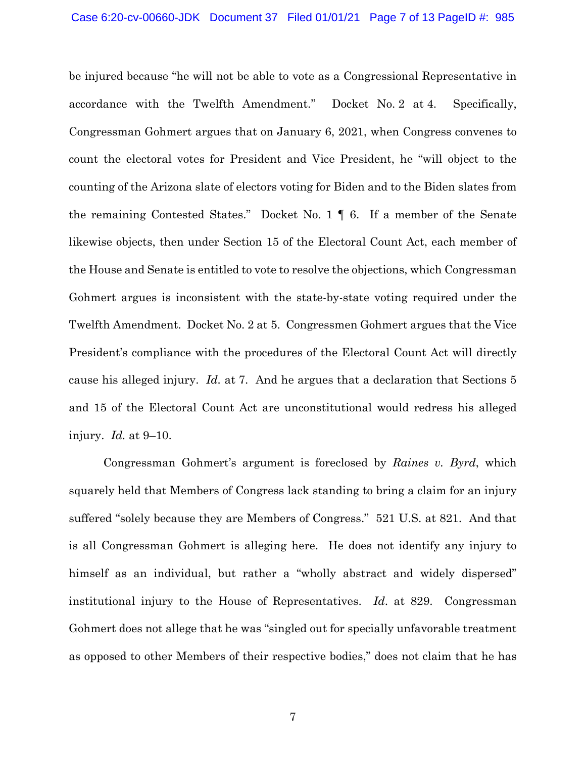be injured because "he will not be able to vote as a Congressional Representative in accordance with the Twelfth Amendment." Docket No. 2 at 4. Specifically, Congressman Gohmert argues that on January 6, 2021, when Congress convenes to count the electoral votes for President and Vice President, he "will object to the counting of the Arizona slate of electors voting for Biden and to the Biden slates from the remaining Contested States." Docket No. 1 ¶ 6. If a member of the Senate likewise objects, then under Section 15 of the Electoral Count Act, each member of the House and Senate is entitled to vote to resolve the objections, which Congressman Gohmert argues is inconsistent with the state-by-state voting required under the Twelfth Amendment. Docket No. 2 at 5. Congressmen Gohmert argues that the Vice President's compliance with the procedures of the Electoral Count Act will directly cause his alleged injury. *Id.* at 7. And he argues that a declaration that Sections 5 and 15 of the Electoral Count Act are unconstitutional would redress his alleged injury. *Id.* at 9–10.

Congressman Gohmert's argument is foreclosed by *Raines v. Byrd*, which squarely held that Members of Congress lack standing to bring a claim for an injury suffered "solely because they are Members of Congress." 521 U.S. at 821. And that is all Congressman Gohmert is alleging here. He does not identify any injury to himself as an individual, but rather a "wholly abstract and widely dispersed" institutional injury to the House of Representatives. *Id.* at 829. Congressman Gohmert does not allege that he was "singled out for specially unfavorable treatment as opposed to other Members of their respective bodies," does not claim that he has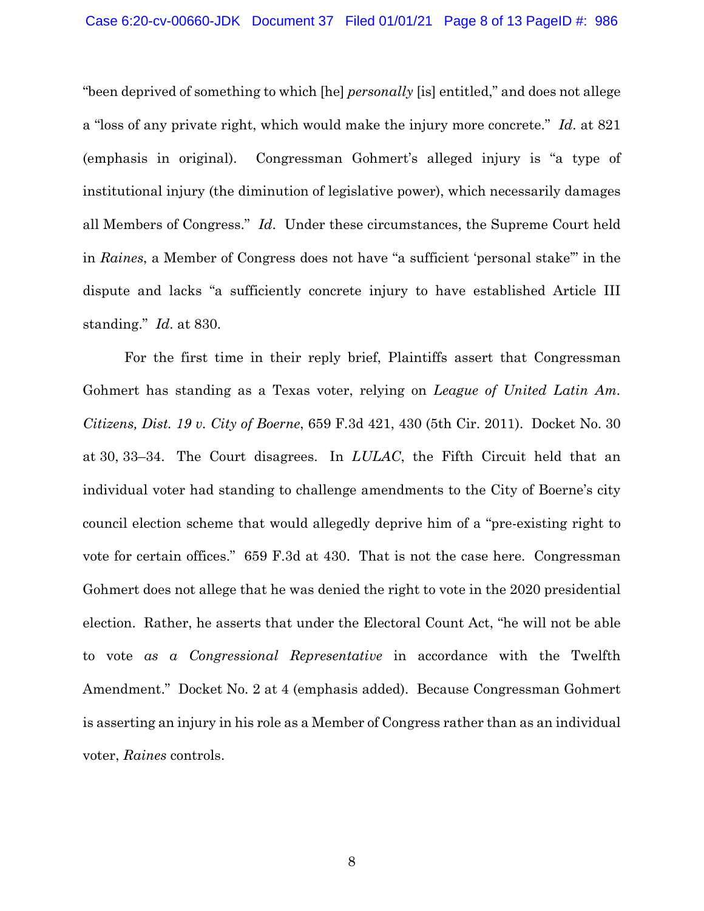"been deprived of something to which [he] *personally* [is] entitled," and does not allege a "loss of any private right, which would make the injury more concrete." *Id*. at 821 (emphasis in original). Congressman Gohmert's alleged injury is "a type of institutional injury (the diminution of legislative power), which necessarily damages all Members of Congress." *Id*. Under these circumstances, the Supreme Court held in *Raines*, a Member of Congress does not have "a sufficient 'personal stake'" in the dispute and lacks "a sufficiently concrete injury to have established Article III standing." *Id*. at 830.

For the first time in their reply brief, Plaintiffs assert that Congressman Gohmert has standing as a Texas voter, relying on *League of United Latin Am. Citizens, Dist. 19 v. City of Boerne*, 659 F.3d 421, 430 (5th Cir. 2011). Docket No. 30 at 30, 33–34. The Court disagrees. In *LULAC*, the Fifth Circuit held that an individual voter had standing to challenge amendments to the City of Boerne's city council election scheme that would allegedly deprive him of a "pre-existing right to vote for certain offices." 659 F.3d at 430. That is not the case here. Congressman Gohmert does not allege that he was denied the right to vote in the 2020 presidential election. Rather, he asserts that under the Electoral Count Act, "he will not be able to vote *as a Congressional Representative* in accordance with the Twelfth Amendment." Docket No. 2 at 4 (emphasis added). Because Congressman Gohmert is asserting an injury in his role as a Member of Congress rather than as an individual voter, *Raines* controls.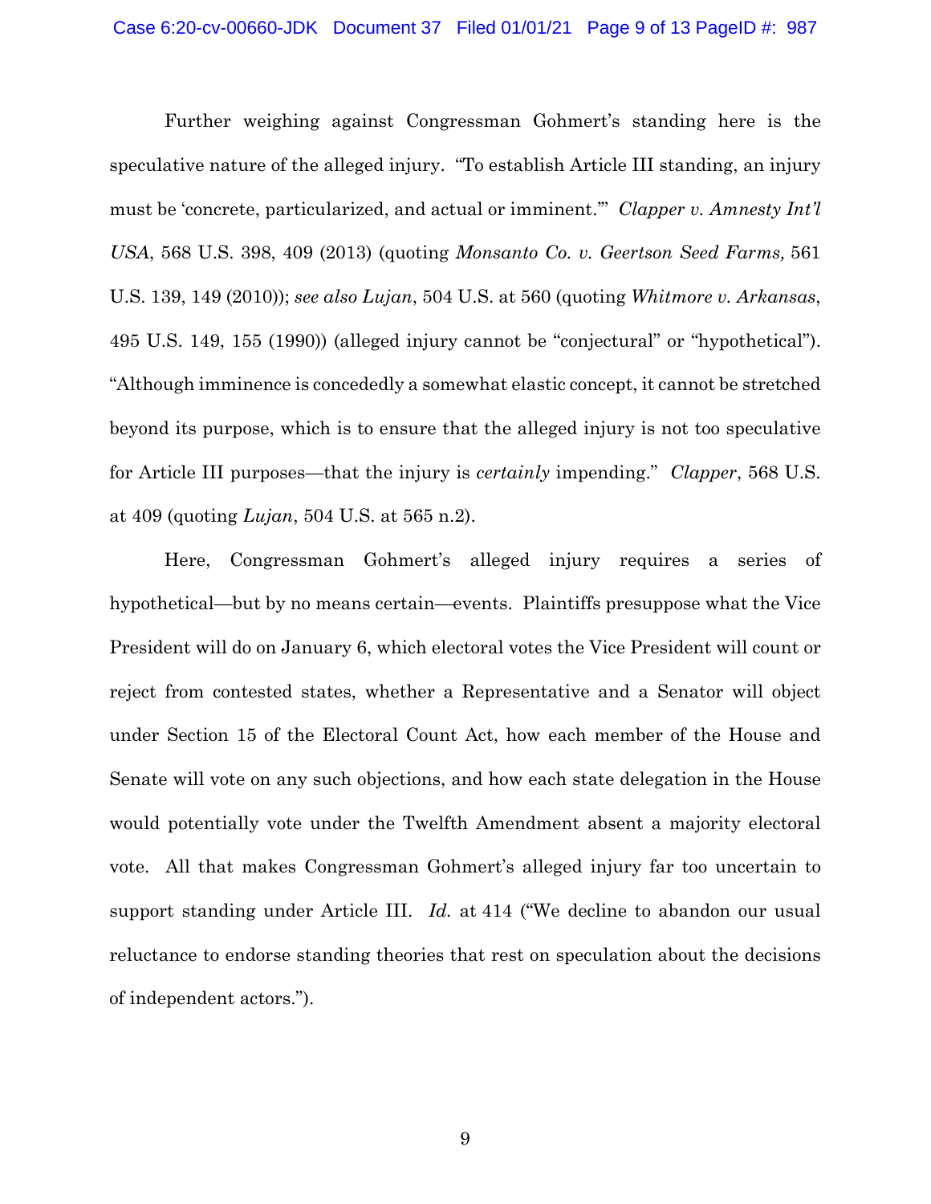Further weighing against Congressman Gohmert's standing here is the speculative nature of the alleged injury. "To establish Article III standing, an injury must be 'concrete, particularized, and actual or imminent.'" *Clapper v. Amnesty Int'l USA*, 568 U.S. 398, 409 (2013) (quoting *Monsanto Co. v. Geertson Seed Farms,* 561 U.S. 139, 149 (2010)); *see also Lujan*, 504 U.S. at 560 (quoting *Whitmore v. Arkansas*, 495 U.S. 149, 155 (1990)) (alleged injury cannot be "conjectural" or "hypothetical"). "Although imminence is concededly a somewhat elastic concept, it cannot be stretched beyond its purpose, which is to ensure that the alleged injury is not too speculative for Article III purposes—that the injury is *certainly* impending." *Clapper*, 568 U.S. at 409 (quoting *Lujan*, 504 U.S. at 565 n.2).

Here, Congressman Gohmert's alleged injury requires a series of hypothetical—but by no means certain—events. Plaintiffs presuppose what the Vice President will do on January 6, which electoral votes the Vice President will count or reject from contested states, whether a Representative and a Senator will object under Section 15 of the Electoral Count Act, how each member of the House and Senate will vote on any such objections, and how each state delegation in the House would potentially vote under the Twelfth Amendment absent a majority electoral vote. All that makes Congressman Gohmert's alleged injury far too uncertain to support standing under Article III. *Id.* at 414 ("We decline to abandon our usual reluctance to endorse standing theories that rest on speculation about the decisions of independent actors.").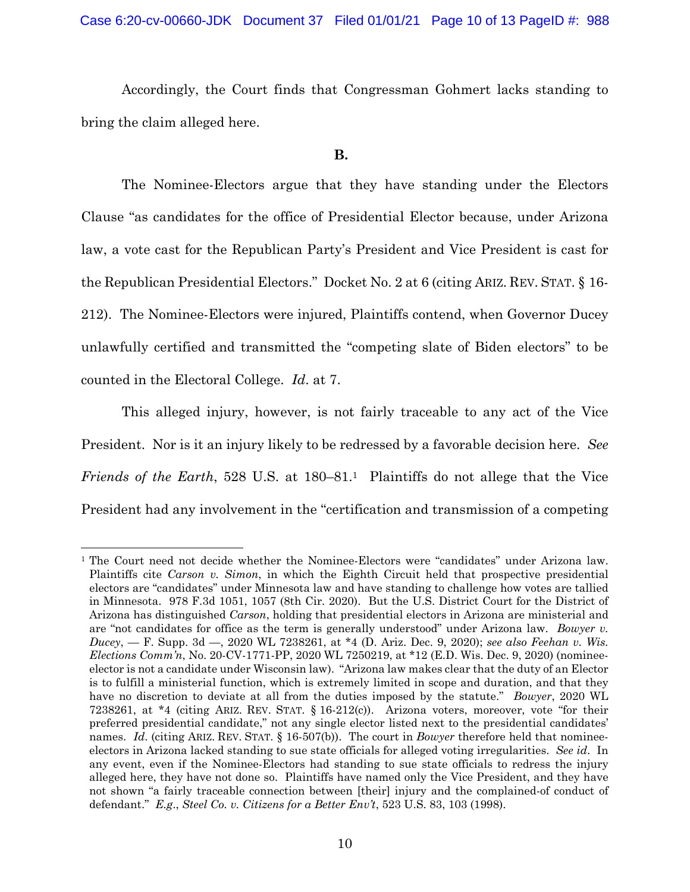Accordingly, the Court finds that Congressman Gohmert lacks standing to bring the claim alleged here.

### B.

The Nominee-Electors argue that they have standing under the Electors Clause "as candidates for the office of Presidential Elector because, under Arizona law, a vote cast for the Republican Party's President and Vice President is cast for the Republican Presidential Electors." Docket No. 2 at 6 (citing ARIZ. REV. STAT. § 16-212). The Nominee-Electors were injured, Plaintiffs contend, when Governor Ducey unlawfully certified and transmitted the "competing slate of Biden electors" to be counted in the Electoral College. *Id*. at 7.

This alleged injury, however, is not fairly traceable to any act of the Vice President. Nor is it an injury likely to be redressed by a favorable decision here. *See Friends of the Earth*, 528 U.S. at 180–81.[1] Plaintiffs do not allege that the Vice President had any involvement in the "certification and transmission of a competing

---

[1] The Court need not decide whether the Nominee-Electors were "candidates" under Arizona law. Plaintiffs cite *Carson v. Simon*, in which the Eighth Circuit held that prospective presidential electors are "candidates" under Minnesota law and have standing to challenge how votes are tallied in Minnesota. 978 F.3d 1051, 1057 (8th Cir. 2020). But the U.S. District Court for the District of Arizona has distinguished *Carson*, holding that presidential electors in Arizona are ministerial and are "not candidates for office as the term is generally understood" under Arizona law. *Bowyer v. Ducey*, — F. Supp. 3d —, 2020 WL 7238261, at *4 (D. Ariz. Dec. 9, 2020); *see also Feehan v. Wis. Elections Comm'n*, No. 20-CV-1771-PP, 2020 WL 7250219, at *12 (E.D. Wis. Dec. 9, 2020) (nominee-elector is not a candidate under Wisconsin law). "Arizona law makes clear that the duty of an Elector is to fulfill a ministerial function, which is extremely limited in scope and duration, and that they have no discretion to deviate at all from the duties imposed by the statute." *Bowyer*, 2020 WL 7238261, at *4 (citing ARIZ. REV. STAT. § 16-212(c)). Arizona voters, moreover, vote "for their preferred presidential candidate," not any single elector listed next to the presidential candidates' names. *Id*. (citing ARIZ. REV. STAT. § 16-507(b)). The court in *Bowyer* therefore held that nominee-electors in Arizona lacked standing to sue state officials for alleged voting irregularities. *See id*. In any event, even if the Nominee-Electors had standing to sue state officials to redress the injury alleged here, they have not done so. Plaintiffs have named only the Vice President, and they have not shown "a fairly traceable connection between [their] injury and the complained-of conduct of defendant." *E.g.*, *Steel Co. v. Citizens for a Better Env't*, 523 U.S. 83, 103 (1998).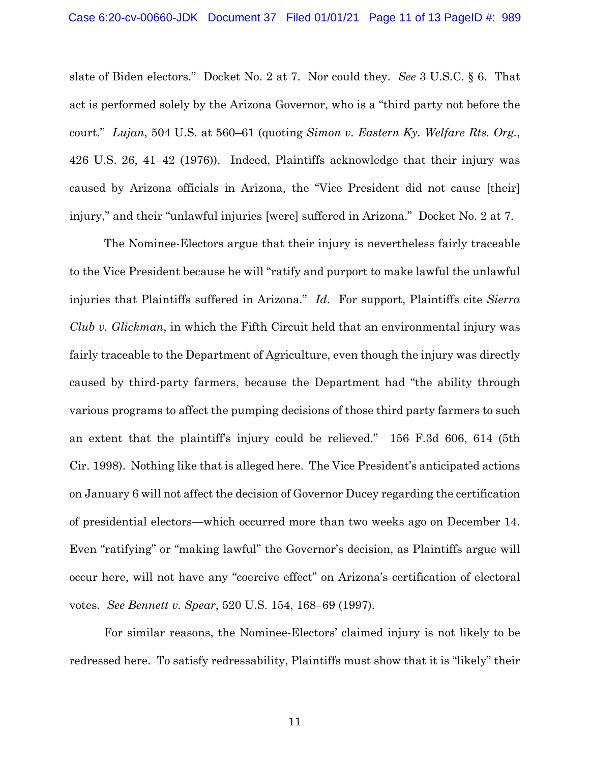slate of Biden electors." Docket No. 2 at 7. Nor could they. *See* 3 U.S.C. § 6. That act is performed solely by the Arizona Governor, who is a "third party not before the court." *Lujan*, 504 U.S. at 560–61 (quoting *Simon v. Eastern Ky. Welfare Rts. Org.*, 426 U.S. 26, 41–42 (1976)). Indeed, Plaintiffs acknowledge that their injury was caused by Arizona officials in Arizona, the "Vice President did not cause [their] injury," and their "unlawful injuries [were] suffered in Arizona." Docket No. 2 at 7.

The Nominee-Electors argue that their injury is nevertheless fairly traceable to the Vice President because he will "ratify and purport to make lawful the unlawful injuries that Plaintiffs suffered in Arizona." *Id.* For support, Plaintiffs cite *Sierra Club v. Glickman*, in which the Fifth Circuit held that an environmental injury was fairly traceable to the Department of Agriculture, even though the injury was directly caused by third-party farmers, because the Department had "the ability through various programs to affect the pumping decisions of those third party farmers to such an extent that the plaintiff's injury could be relieved." 156 F.3d 606, 614 (5th Cir. 1998). Nothing like that is alleged here. The Vice President's anticipated actions on January 6 will not affect the decision of Governor Ducey regarding the certification of presidential electors—which occurred more than two weeks ago on December 14. Even "ratifying" or "making lawful" the Governor's decision, as Plaintiffs argue will occur here, will not have any "coercive effect" on Arizona's certification of electoral votes. *See Bennett v. Spear*, 520 U.S. 154, 168–69 (1997).

For similar reasons, the Nominee-Electors' claimed injury is not likely to be redressed here. To satisfy redressability, Plaintiffs must show that it is "likely" their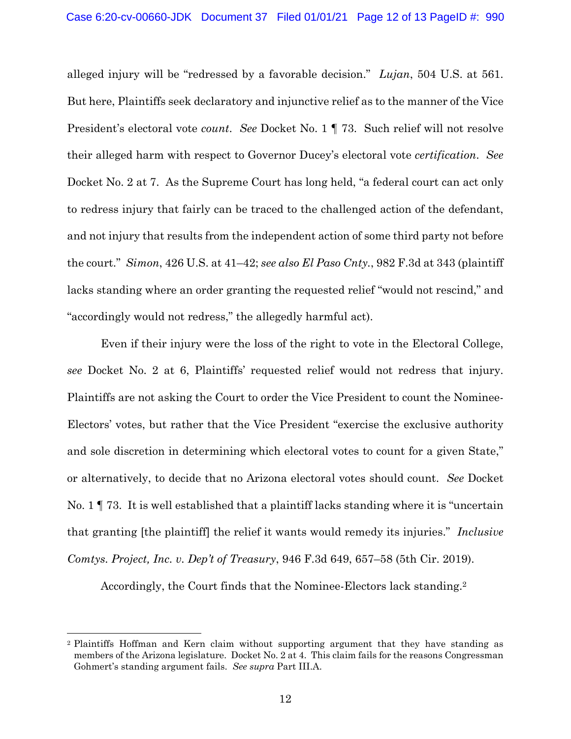alleged injury will be "redressed by a favorable decision." *Lujan*, 504 U.S. at 561. But here, Plaintiffs seek declaratory and injunctive relief as to the manner of the Vice President's electoral vote *count*. *See* Docket No. 1 ¶ 73. Such relief will not resolve their alleged harm with respect to Governor Ducey's electoral vote *certification*. *See* Docket No. 2 at 7. As the Supreme Court has long held, "a federal court can act only to redress injury that fairly can be traced to the challenged action of the defendant, and not injury that results from the independent action of some third party not before the court." *Simon*, 426 U.S. at 41–42; *see also El Paso Cnty.*, 982 F.3d at 343 (plaintiff lacks standing where an order granting the requested relief "would not rescind," and "accordingly would not redress," the allegedly harmful act).

Even if their injury were the loss of the right to vote in the Electoral College, *see* Docket No. 2 at 6, Plaintiffs' requested relief would not redress that injury. Plaintiffs are not asking the Court to order the Vice President to count the Nominee-Electors' votes, but rather that the Vice President "exercise the exclusive authority and sole discretion in determining which electoral votes to count for a given State," or alternatively, to decide that no Arizona electoral votes should count. *See* Docket No. 1 ¶ 73. It is well established that a plaintiff lacks standing where it is "uncertain that granting [the plaintiff] the relief it wants would remedy its injuries." *Inclusive Comtys. Project, Inc. v. Dep't of Treasury*, 946 F.3d 649, 657–58 (5th Cir. 2019).

Accordingly, the Court finds that the Nominee-Electors lack standing.[2]

---

[2] Plaintiffs Hoffman and Kern claim without supporting argument that they have standing as members of the Arizona legislature. Docket No. 2 at 4. This claim fails for the reasons Congressman Gohmert's standing argument fails. *See supra* Part III.A.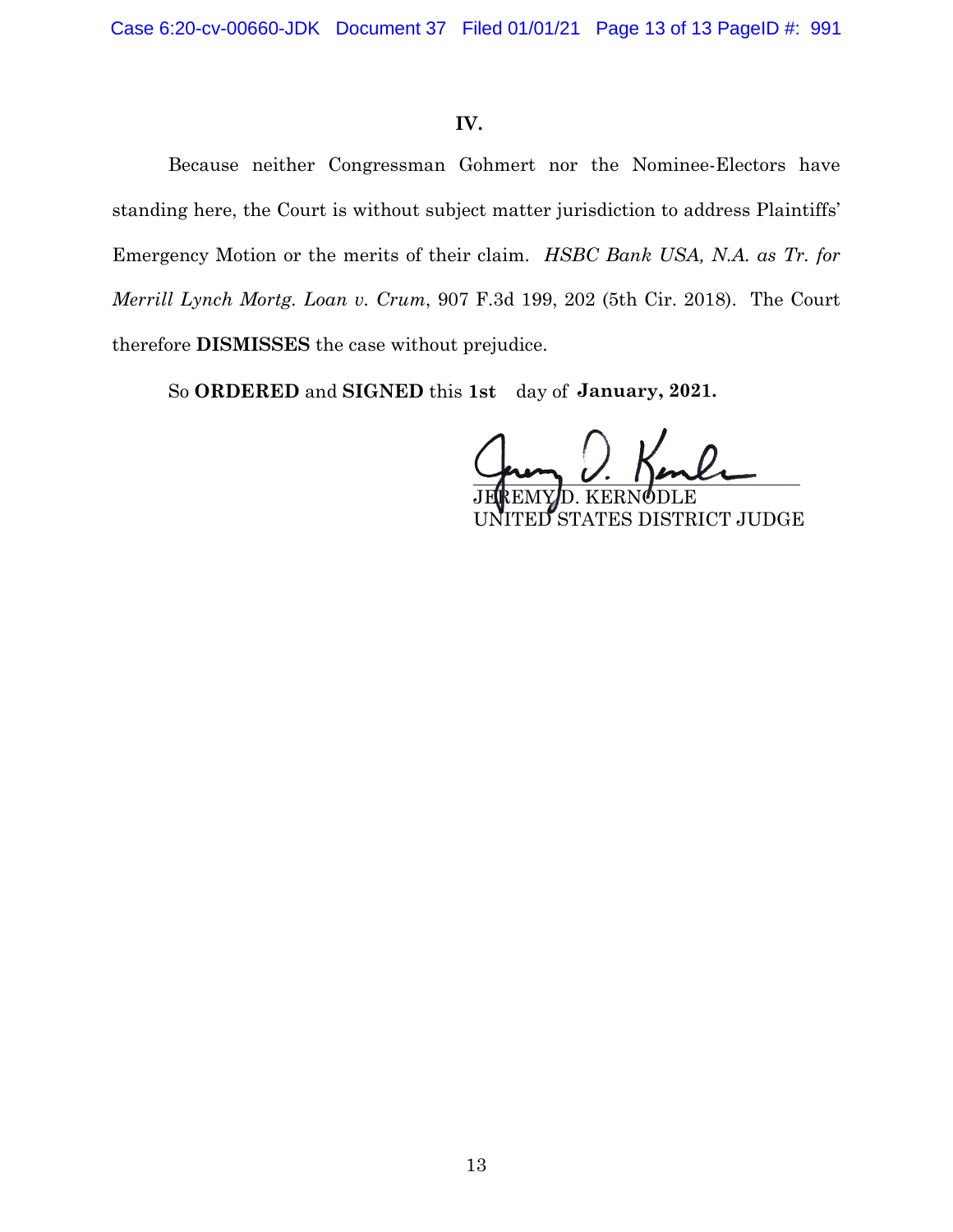## IV.

Because neither Congressman Gohmert nor the Nominee-Electors have standing here, the Court is without subject matter jurisdiction to address Plaintiffs' Emergency Motion or the merits of their claim. *HSBC Bank USA, N.A. as Tr. for Merrill Lynch Mortg. Loan v. Crum*, 907 F.3d 199, 202 (5th Cir. 2018). The Court therefore **DISMISSES** the case without prejudice.

So **ORDERED** and **SIGNED** this **1st** day of **January, 2021.**

JEREMY D. KERNODLE
UNITED STATES DISTRICT JUDGE